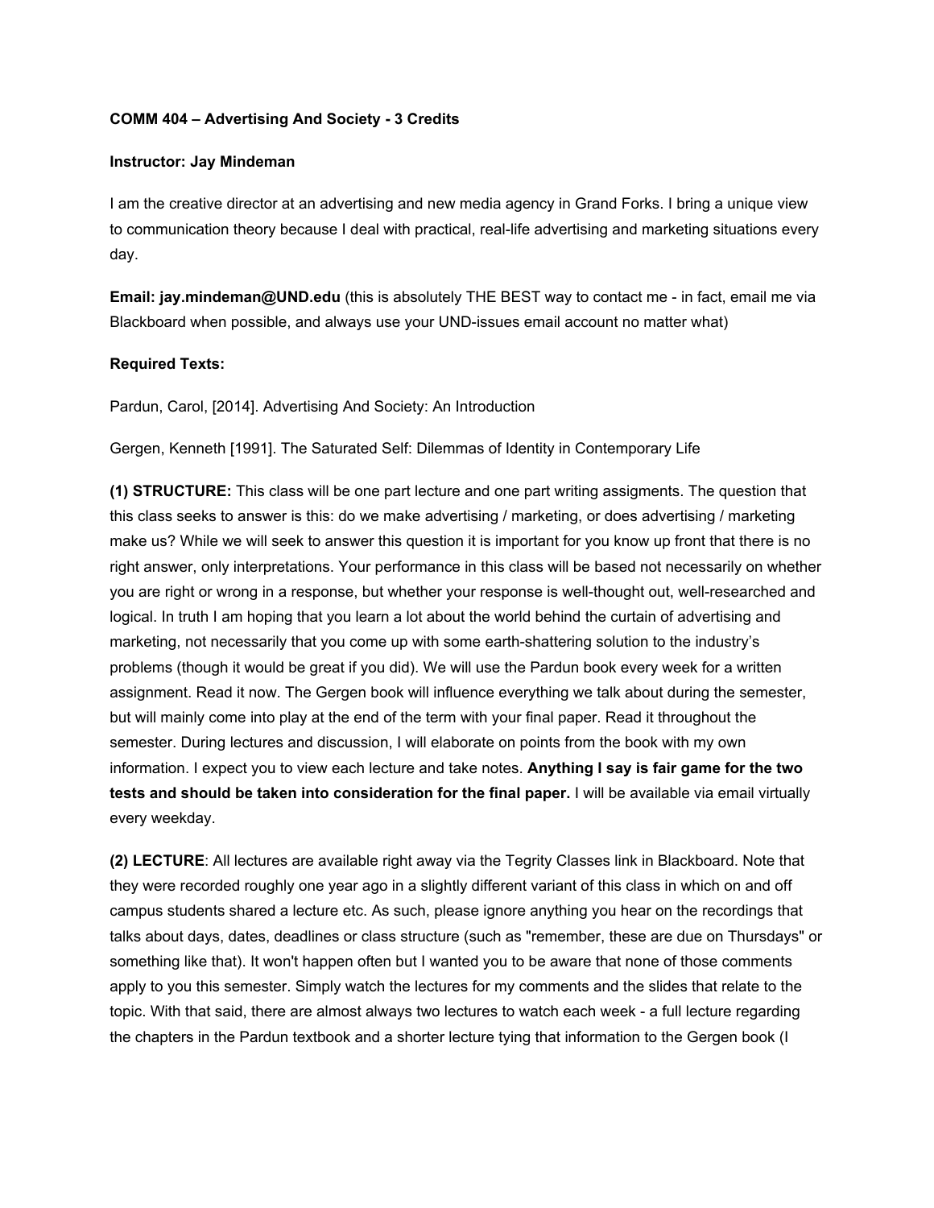**COMM 404 – Advertising And Society - 3 Credits**

**Instructor: Jay Mindeman**

I am the creative director at an advertising and new media agency in Grand Forks. I bring a unique view to communication theory because I deal with practical, real-life advertising and marketing situations every day.

**Email: jay.mindeman@UND.edu** (this is absolutely THE BEST way to contact me - in fact, email me via Blackboard when possible, and always use your UND-issues email account no matter what)

**Required Texts:**

Pardun, Carol, [2014]. Advertising And Society: An Introduction

Gergen, Kenneth [1991]. The Saturated Self: Dilemmas of Identity in Contemporary Life

**(1) STRUCTURE:** This class will be one part lecture and one part writing assigments. The question that this class seeks to answer is this: do we make advertising / marketing, or does advertising / marketing make us? While we will seek to answer this question it is important for you know up front that there is no right answer, only interpretations. Your performance in this class will be based not necessarily on whether you are right or wrong in a response, but whether your response is well-thought out, well-researched and logical. In truth I am hoping that you learn a lot about the world behind the curtain of advertising and marketing, not necessarily that you come up with some earth-shattering solution to the industry's problems (though it would be great if you did). We will use the Pardun book every week for a written assignment. Read it now. The Gergen book will influence everything we talk about during the semester, but will mainly come into play at the end of the term with your final paper. Read it throughout the semester. During lectures and discussion, I will elaborate on points from the book with my own information. I expect you to view each lecture and take notes. **Anything I say is fair game for the two tests and should be taken into consideration for the final paper.** I will be available via email virtually every weekday.

**(2) LECTURE**: All lectures are available right away via the Tegrity Classes link in Blackboard. Note that they were recorded roughly one year ago in a slightly different variant of this class in which on and off campus students shared a lecture etc. As such, please ignore anything you hear on the recordings that talks about days, dates, deadlines or class structure (such as "remember, these are due on Thursdays" or something like that). It won't happen often but I wanted you to be aware that none of those comments apply to you this semester. Simply watch the lectures for my comments and the slides that relate to the topic. With that said, there are almost always two lectures to watch each week - a full lecture regarding the chapters in the Pardun textbook and a shorter lecture tying that information to the Gergen book (I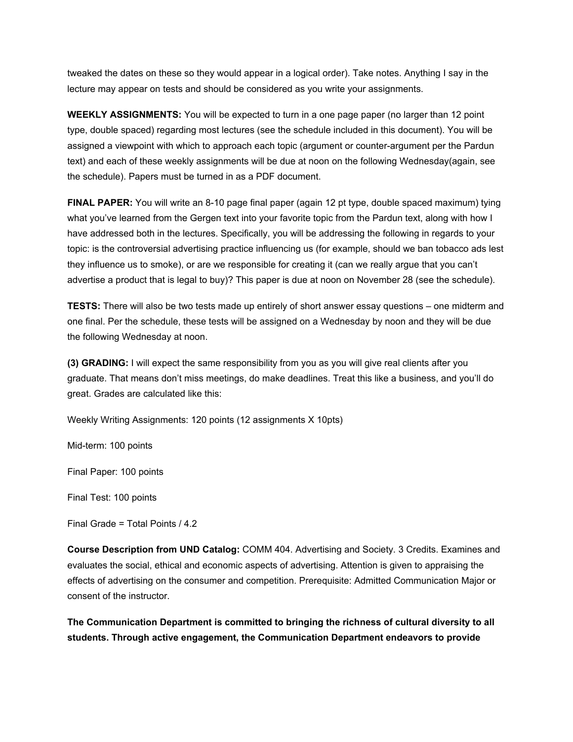tweaked the dates on these so they would appear in a logical order). Take notes. Anything I say in the lecture may appear on tests and should be considered as you write your assignments.

**WEEKLY ASSIGNMENTS:** You will be expected to turn in a one page paper (no larger than 12 point type, double spaced) regarding most lectures (see the schedule included in this document). You will be assigned a viewpoint with which to approach each topic (argument or counter-argument per the Pardun text) and each of these weekly assignments will be due at noon on the following Wednesday(again, see the schedule). Papers must be turned in as a PDF document.

**FINAL PAPER:** You will write an 8-10 page final paper (again 12 pt type, double spaced maximum) tying what you've learned from the Gergen text into your favorite topic from the Pardun text, along with how I have addressed both in the lectures. Specifically, you will be addressing the following in regards to your topic: is the controversial advertising practice influencing us (for example, should we ban tobacco ads lest they influence us to smoke), or are we responsible for creating it (can we really argue that you can't advertise a product that is legal to buy)? This paper is due at noon on November 28 (see the schedule).

**TESTS:** There will also be two tests made up entirely of short answer essay questions – one midterm and one final. Per the schedule, these tests will be assigned on a Wednesday by noon and they will be due the following Wednesday at noon.

**(3) GRADING:** I will expect the same responsibility from you as you will give real clients after you graduate. That means don't miss meetings, do make deadlines. Treat this like a business, and you'll do great. Grades are calculated like this:

Weekly Writing Assignments: 120 points (12 assignments X 10pts)

Mid-term: 100 points

Final Paper: 100 points

Final Test: 100 points

Final Grade = Total Points / 4.2

**Course Description from UND Catalog:** COMM 404. Advertising and Society. 3 Credits. Examines and evaluates the social, ethical and economic aspects of advertising. Attention is given to appraising the effects of advertising on the consumer and competition. Prerequisite: Admitted Communication Major or consent of the instructor.

**The Communication Department is committed to bringing the richness of cultural diversity to all students. Through active engagement, the Communication Department endeavors to provide**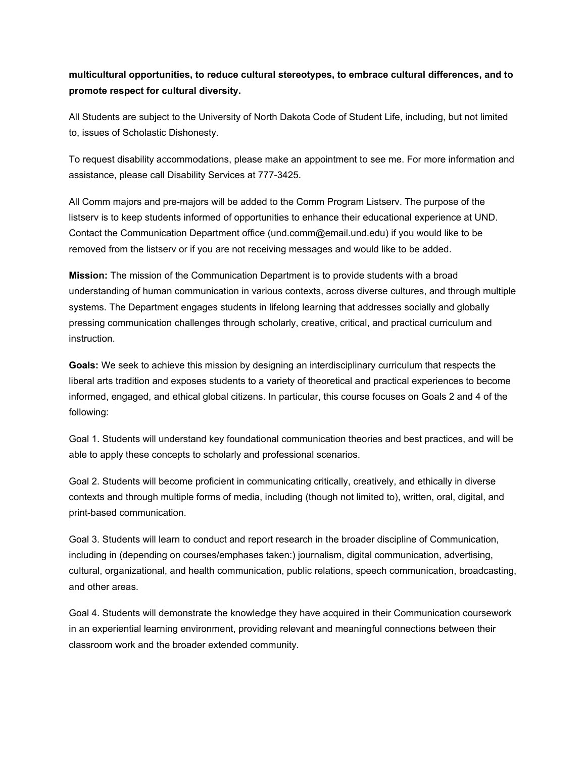**multicultural opportunities, to reduce cultural stereotypes, to embrace cultural differences, and to promote respect for cultural diversity.**

All Students are subject to the University of North Dakota Code of Student Life, including, but not limited to, issues of Scholastic Dishonesty.

To request disability accommodations, please make an appointment to see me. For more information and assistance, please call Disability Services at 777-3425.

All Comm majors and pre-majors will be added to the Comm Program Listserv. The purpose of the listserv is to keep students informed of opportunities to enhance their educational experience at UND. Contact the Communication Department office (und.comm@email.und.edu) if you would like to be removed from the listserv or if you are not receiving messages and would like to be added.

**Mission:** The mission of the Communication Department is to provide students with a broad understanding of human communication in various contexts, across diverse cultures, and through multiple systems. The Department engages students in lifelong learning that addresses socially and globally pressing communication challenges through scholarly, creative, critical, and practical curriculum and instruction.

**Goals:** We seek to achieve this mission by designing an interdisciplinary curriculum that respects the liberal arts tradition and exposes students to a variety of theoretical and practical experiences to become informed, engaged, and ethical global citizens. In particular, this course focuses on Goals 2 and 4 of the following:

Goal 1. Students will understand key foundational communication theories and best practices, and will be able to apply these concepts to scholarly and professional scenarios.

Goal 2. Students will become proficient in communicating critically, creatively, and ethically in diverse contexts and through multiple forms of media, including (though not limited to), written, oral, digital, and print-based communication.

Goal 3. Students will learn to conduct and report research in the broader discipline of Communication, including in (depending on courses/emphases taken:) journalism, digital communication, advertising, cultural, organizational, and health communication, public relations, speech communication, broadcasting, and other areas.

Goal 4. Students will demonstrate the knowledge they have acquired in their Communication coursework in an experiential learning environment, providing relevant and meaningful connections between their classroom work and the broader extended community.